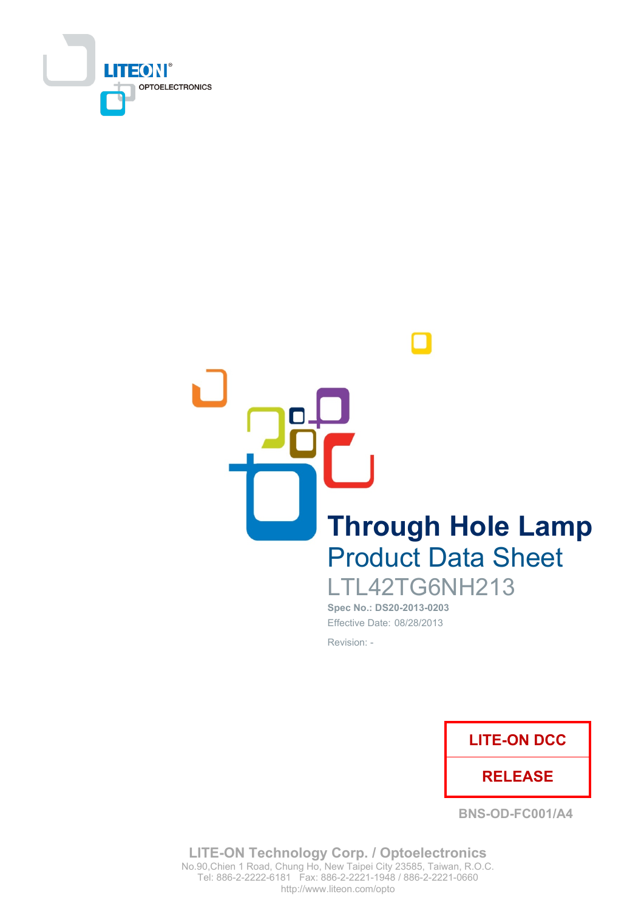LITEON
OPTOELECTRONICS

# Through Hole Lamp

## Product Data Sheet

## LTL42TG6NH213

**Spec No.: DS20-2013-0203**

Effective Date: 08/28/2013

Revision: -

| LITE-ON DCC |
| --- |
| RELEASE |

BNS-OD-FC001/A4

**LITE-ON Technology Corp. / Optoelectronics**
No.90,Chien 1 Road, Chung Ho, New Taipei City 23585, Taiwan, R.O.C.
Tel: 886-2-2222-6181 Fax: 886-2-2221-1948 / 886-2-2221-0660
http://www.liteon.com/opto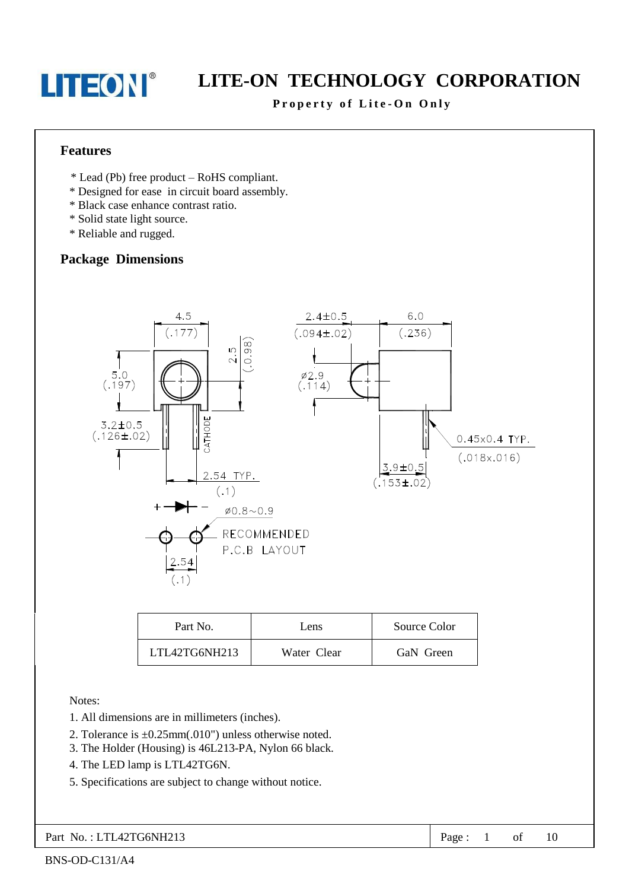## Features

* Lead (Pb) free product – RoHS compliant.
* Designed for ease in circuit board assembly.
* Black case enhance contrast ratio.
* Solid state light source.
* Reliable and rugged.

## Package Dimensions

| Part No. | Lens | Source Color |
|---|---|---|
| LTL42TG6NH213 | Water Clear | GaN Green |

Notes:

1. All dimensions are in millimeters (inches).
2. Tolerance is ±0.25mm(.010") unless otherwise noted.
3. The Holder (Housing) is 46L213-PA, Nylon 66 black.
4. The LED lamp is LTL42TG6N.
5. Specifications are subject to change without notice.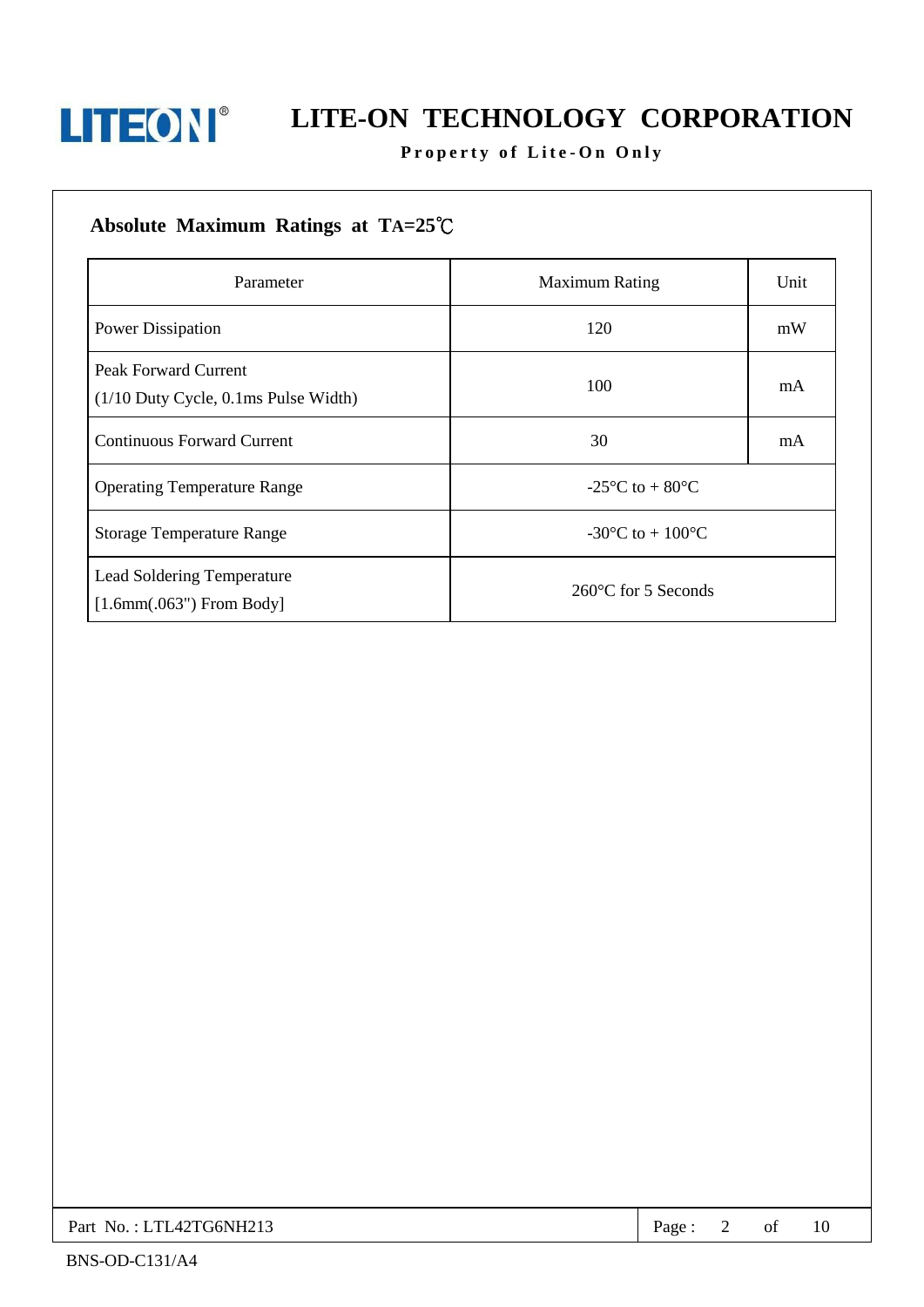## Absolute Maximum Ratings at TA=25℃

| Parameter | Maximum Rating | Unit |
|---|---|---|
| Power Dissipation | 120 | mW |
| Peak Forward Current (1/10 Duty Cycle, 0.1ms Pulse Width) | 100 | mA |
| Continuous Forward Current | 30 | mA |
| Operating Temperature Range | -25°C to + 80°C | |
| Storage Temperature Range | -30°C to + 100°C | |
| Lead Soldering Temperature [1.6mm(.063") From Body] | 260°C for 5 Seconds | |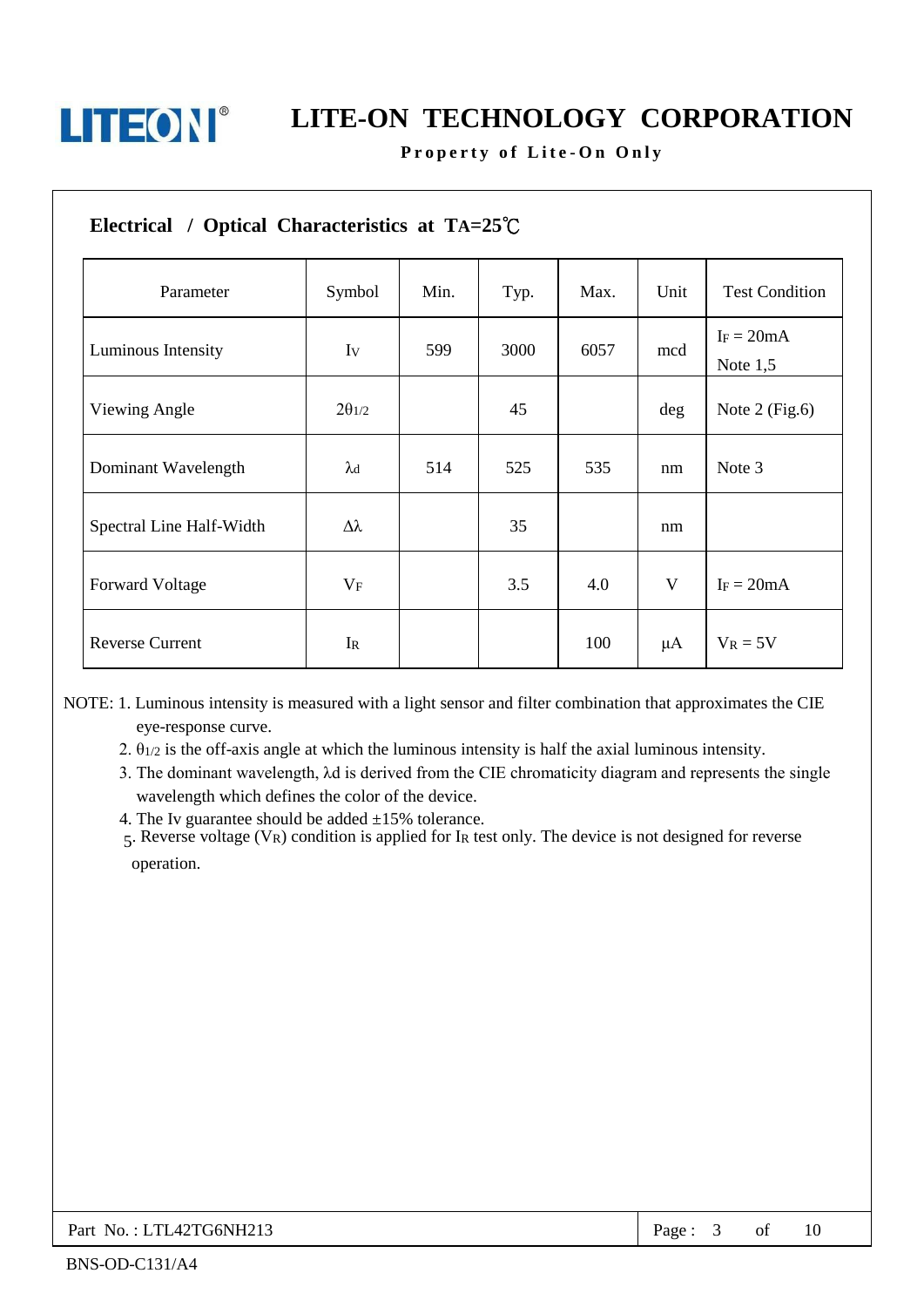## Electrical / Optical Characteristics at $T_A$=25℃

| Parameter | Symbol | Min. | Typ. | Max. | Unit | Test Condition |
|---|---|---|---|---|---|---|
| Luminous Intensity | $I_V$ | 599 | 3000 | 6057 | mcd | $I_F$ = 20mA Note 1,5 |
| Viewing Angle | $2\theta_{1/2}$ | | 45 | | deg | Note 2 (Fig.6) |
| Dominant Wavelength | $\lambda_d$ | 514 | 525 | 535 | nm | Note 3 |
| Spectral Line Half-Width | $\Delta\lambda$ | | 35 | | nm | |
| Forward Voltage | $V_F$ | | 3.5 | 4.0 | V | $I_F$ = 20mA |
| Reverse Current | $I_R$ | | | 100 | μA | $V_R$ = 5V |

NOTE:
1. Luminous intensity is measured with a light sensor and filter combination that approximates the CIE eye-response curve.
2. $\theta_{1/2}$ is the off-axis angle at which the luminous intensity is half the axial luminous intensity.
3. The dominant wavelength, λd is derived from the CIE chromaticity diagram and represents the single wavelength which defines the color of the device.
4. The Iv guarantee should be added ±15% tolerance.
5. Reverse voltage ($V_R$) condition is applied for $I_R$ test only. The device is not designed for reverse operation.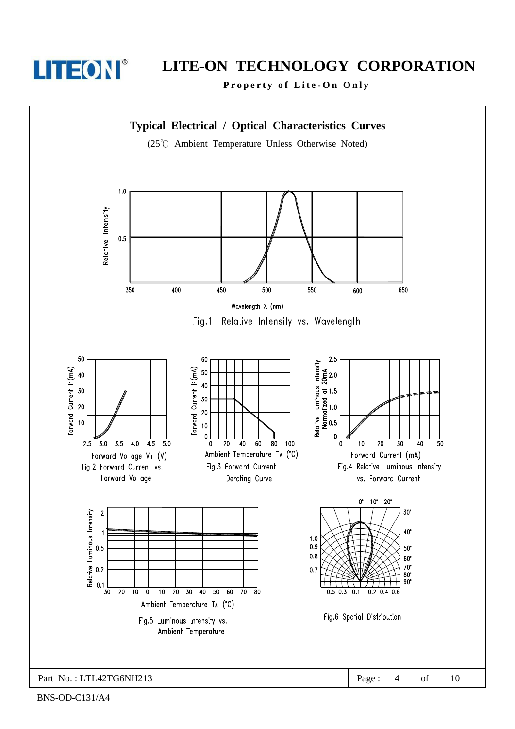## Typical Electrical / Optical Characteristics Curves

(25℃ Ambient Temperature Unless Otherwise Noted)

Relative Intensity

1.0

0.5

350 400 450 500 550 600 650

Wavelength λ (nm)

Fig.1 Relative Intensity vs. Wavelength

Forward Current $I_F$ (mA)

50 40 30 20 10

2.5 3.0 3.5 4.0 4.5 5.0

Forward Voltage $V_F$ (V)

Fig.2 Forward Current vs. Forward Voltage

Forward Current $I_F$ (mA)

60 50 40 30 20 10 0

0 20 40 60 80 100

Ambient Temperature $T_A$ (°C)

Fig.3 Forward Current Derating Curve

Relative Luminous Intensity Normalized at 20mA

2.5 2.0 1.5 1.0 0.5 0

0 10 20 30 40 50

Forward Current (mA)

Fig.4 Relative Luminous Intensity vs. Forward Current

Relative Luminous Intensity

2 1 0.5 0.2 0.1

−30 −20 −10 0 10 20 30 40 50 60 70 80

Ambient Temperature $T_A$ (°C)

Fig.5 Luminous Intensity vs. Ambient Temperature

0° 10° 20° 30° 40° 50° 60° 70° 80° 90°

1.0 0.9 0.8 0.7

0.5 0.3 0.1 0.2 0.4 0.6

Fig.6 Spatial Distribution

Part No. : LTL42TG6NH213

BNS-OD-C131/A4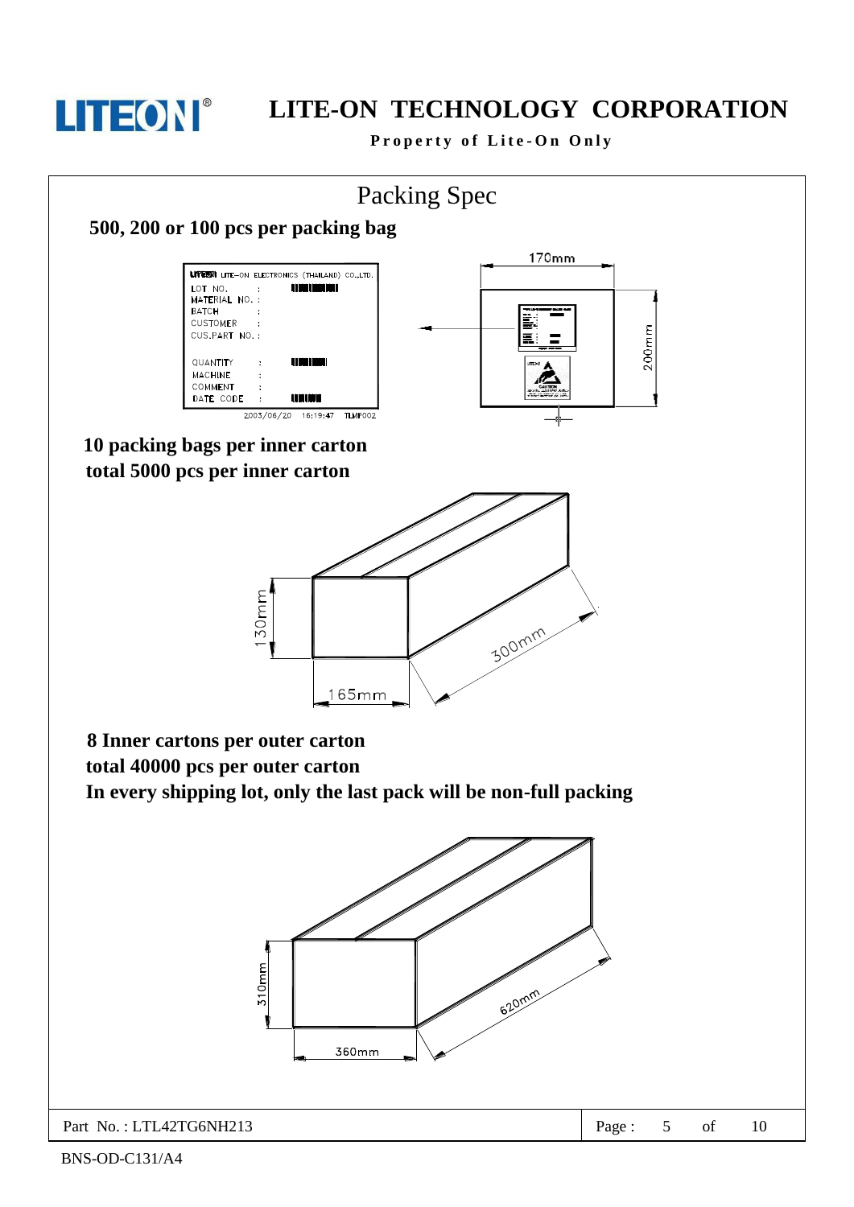# Packing Spec

**500, 200 or 100 pcs per packing bag**

LITEON LITE-ON ELECTRONICS (THAILAND) CO.,LTD.
LOT NO. :
MATERIAL NO. :
BATCH :
CUSTOMER :
CUS.PART NO. :
QUANTITY :
MACHINE :
COMMENT :
DATE CODE :
2003/06/20 16:19:47 TLMP002

170mm
200mm

**10 packing bags per inner carton**
**total 5000 pcs per inner carton**

130mm
165mm
300mm

**8 Inner cartons per outer carton**
**total 40000 pcs per outer carton**
**In every shipping lot, only the last pack will be non-full packing**

310mm
360mm
620mm

Part No. : LTL42TG6NH213

BNS-OD-C131/A4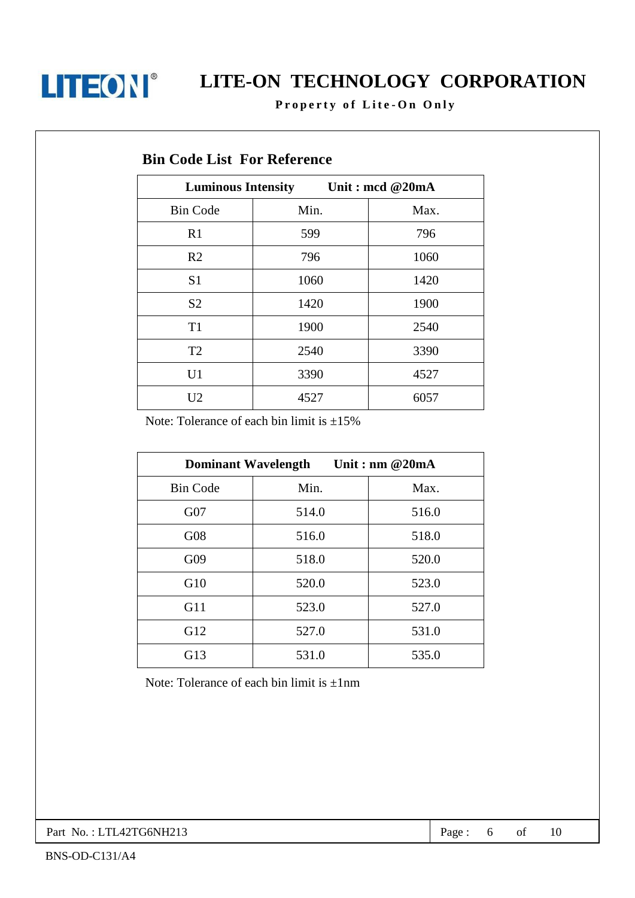## Bin Code List For Reference

| Luminous Intensity | Unit : mcd @20mA | |
|---|---|---|
| Bin Code | Min. | Max. |
| R1 | 599 | 796 |
| R2 | 796 | 1060 |
| S1 | 1060 | 1420 |
| S2 | 1420 | 1900 |
| T1 | 1900 | 2540 |
| T2 | 2540 | 3390 |
| U1 | 3390 | 4527 |
| U2 | 4527 | 6057 |

Note: Tolerance of each bin limit is ±15%

| Dominant Wavelength | Unit : nm @20mA | |
|---|---|---|
| Bin Code | Min. | Max. |
| G07 | 514.0 | 516.0 |
| G08 | 516.0 | 518.0 |
| G09 | 518.0 | 520.0 |
| G10 | 520.0 | 523.0 |
| G11 | 523.0 | 527.0 |
| G12 | 527.0 | 531.0 |
| G13 | 531.0 | 535.0 |

Note: Tolerance of each bin limit is ±1nm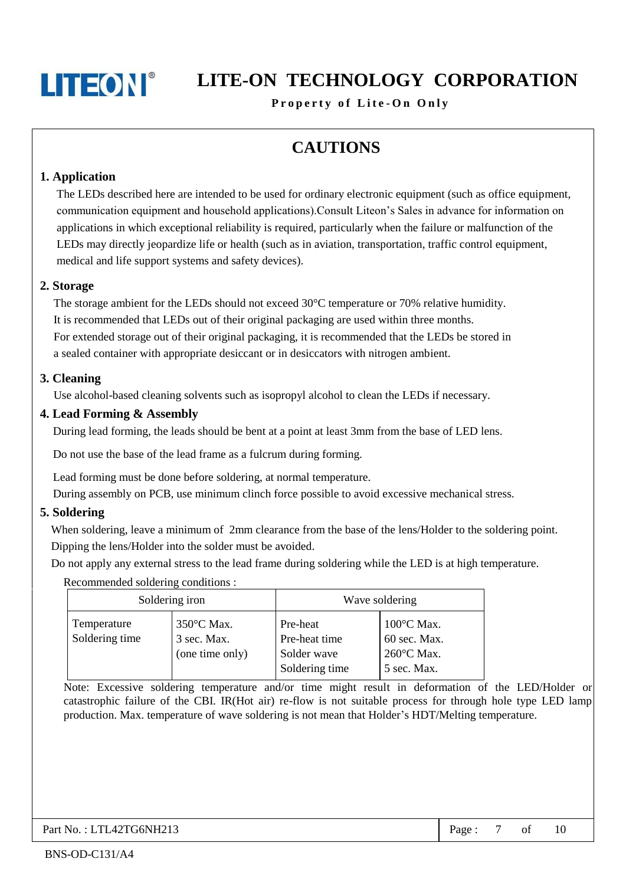# CAUTIONS

## 1. Application

The LEDs described here are intended to be used for ordinary electronic equipment (such as office equipment, communication equipment and household applications).Consult Liteon's Sales in advance for information on applications in which exceptional reliability is required, particularly when the failure or malfunction of the LEDs may directly jeopardize life or health (such as in aviation, transportation, traffic control equipment, medical and life support systems and safety devices).

## 2. Storage

The storage ambient for the LEDs should not exceed 30°C temperature or 70% relative humidity.
It is recommended that LEDs out of their original packaging are used within three months.
For extended storage out of their original packaging, it is recommended that the LEDs be stored in a sealed container with appropriate desiccant or in desiccators with nitrogen ambient.

## 3. Cleaning

Use alcohol-based cleaning solvents such as isopropyl alcohol to clean the LEDs if necessary.

## 4. Lead Forming & Assembly

During lead forming, the leads should be bent at a point at least 3mm from the base of LED lens.

Do not use the base of the lead frame as a fulcrum during forming.

Lead forming must be done before soldering, at normal temperature.
During assembly on PCB, use minimum clinch force possible to avoid excessive mechanical stress.

## 5. Soldering

When soldering, leave a minimum of 2mm clearance from the base of the lens/Holder to the soldering point.
Dipping the lens/Holder into the solder must be avoided.
Do not apply any external stress to the lead frame during soldering while the LED is at high temperature.

Recommended soldering conditions :

| Soldering iron | | Wave soldering | |
|---|---|---|---|
| Temperature<br>Soldering time | 350°C Max.<br>3 sec. Max.<br>(one time only) | Pre-heat<br>Pre-heat time<br>Solder wave<br>Soldering time | 100°C Max.<br>60 sec. Max.<br>260°C Max.<br>5 sec. Max. |

Note: Excessive soldering temperature and/or time might result in deformation of the LED/Holder or catastrophic failure of the CBI. IR(Hot air) re-flow is not suitable process for through hole type LED lamp production. Max. temperature of wave soldering is not mean that Holder's HDT/Melting temperature.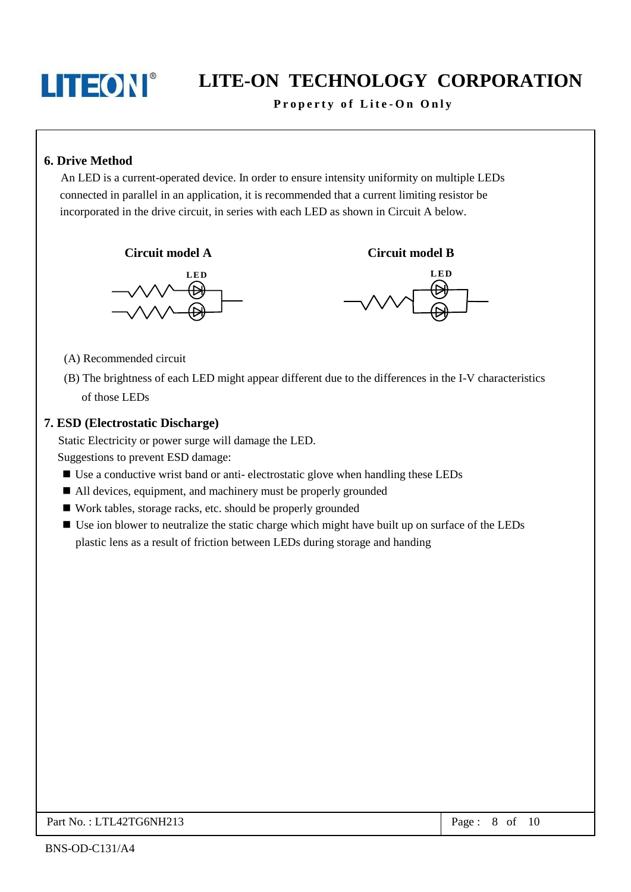## 6. Drive Method

An LED is a current-operated device. In order to ensure intensity uniformity on multiple LEDs connected in parallel in an application, it is recommended that a current limiting resistor be incorporated in the drive circuit, in series with each LED as shown in Circuit A below.

**Circuit model A** **Circuit model B**

LED LED

(A) Recommended circuit

(B) The brightness of each LED might appear different due to the differences in the I-V characteristics of those LEDs

## 7. ESD (Electrostatic Discharge)

Static Electricity or power surge will damage the LED.

Suggestions to prevent ESD damage:

- Use a conductive wrist band or anti- electrostatic glove when handling these LEDs
- All devices, equipment, and machinery must be properly grounded
- Work tables, storage racks, etc. should be properly grounded
- Use ion blower to neutralize the static charge which might have built up on surface of the LEDs plastic lens as a result of friction between LEDs during storage and handing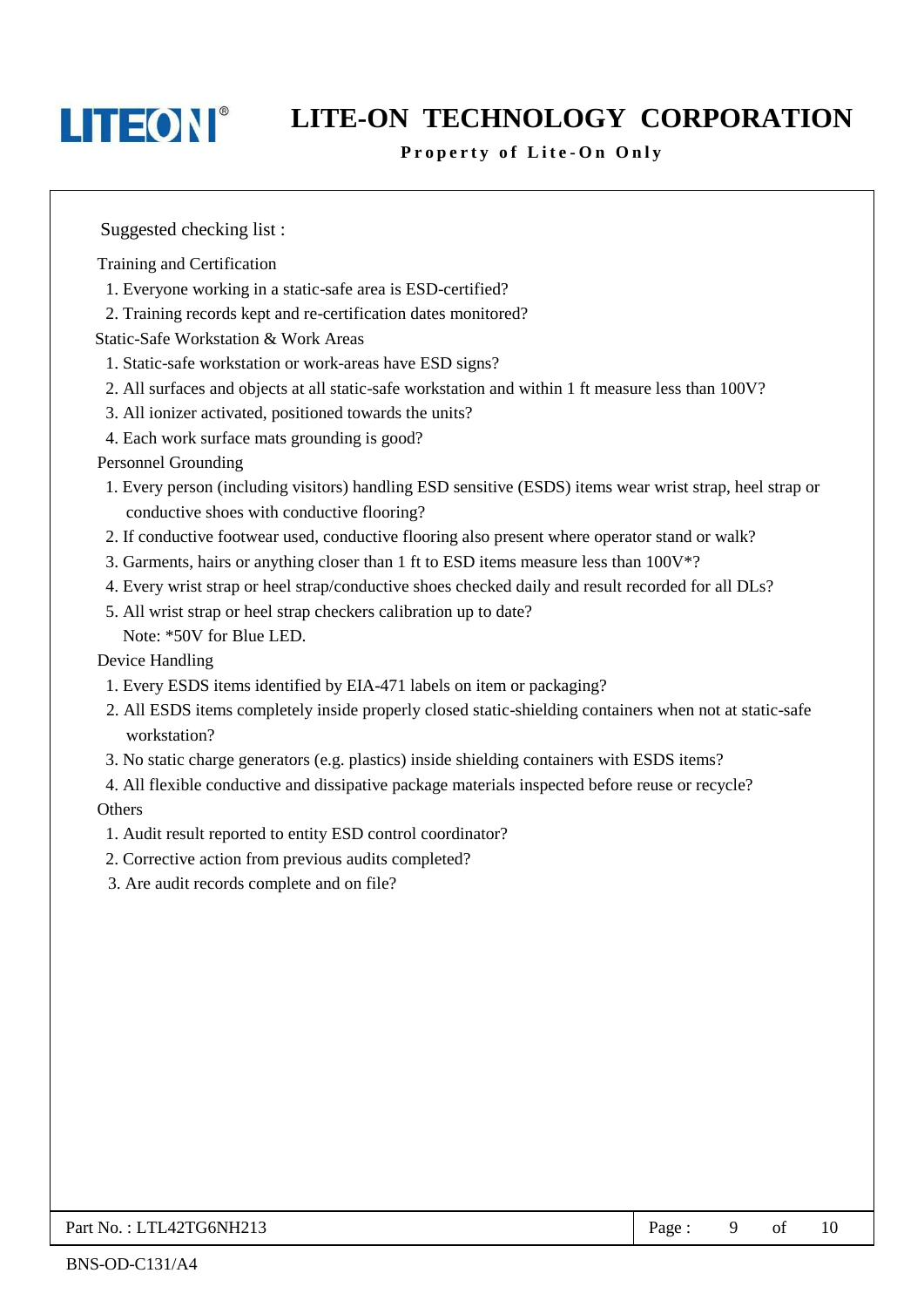Suggested checking list :

Training and Certification

1. Everyone working in a static-safe area is ESD-certified?
2. Training records kept and re-certification dates monitored?

Static-Safe Workstation & Work Areas

1. Static-safe workstation or work-areas have ESD signs?
2. All surfaces and objects at all static-safe workstation and within 1 ft measure less than 100V?
3. All ionizer activated, positioned towards the units?
4. Each work surface mats grounding is good?

Personnel Grounding

1. Every person (including visitors) handling ESD sensitive (ESDS) items wear wrist strap, heel strap or conductive shoes with conductive flooring?
2. If conductive footwear used, conductive flooring also present where operator stand or walk?
3. Garments, hairs or anything closer than 1 ft to ESD items measure less than 100V*?
4. Every wrist strap or heel strap/conductive shoes checked daily and result recorded for all DLs?
5. All wrist strap or heel strap checkers calibration up to date?

   Note: *50V for Blue LED.

Device Handling

1. Every ESDS items identified by EIA-471 labels on item or packaging?
2. All ESDS items completely inside properly closed static-shielding containers when not at static-safe workstation?
3. No static charge generators (e.g. plastics) inside shielding containers with ESDS items?
4. All flexible conductive and dissipative package materials inspected before reuse or recycle?

Others

1. Audit result reported to entity ESD control coordinator?
2. Corrective action from previous audits completed?
3. Are audit records complete and on file?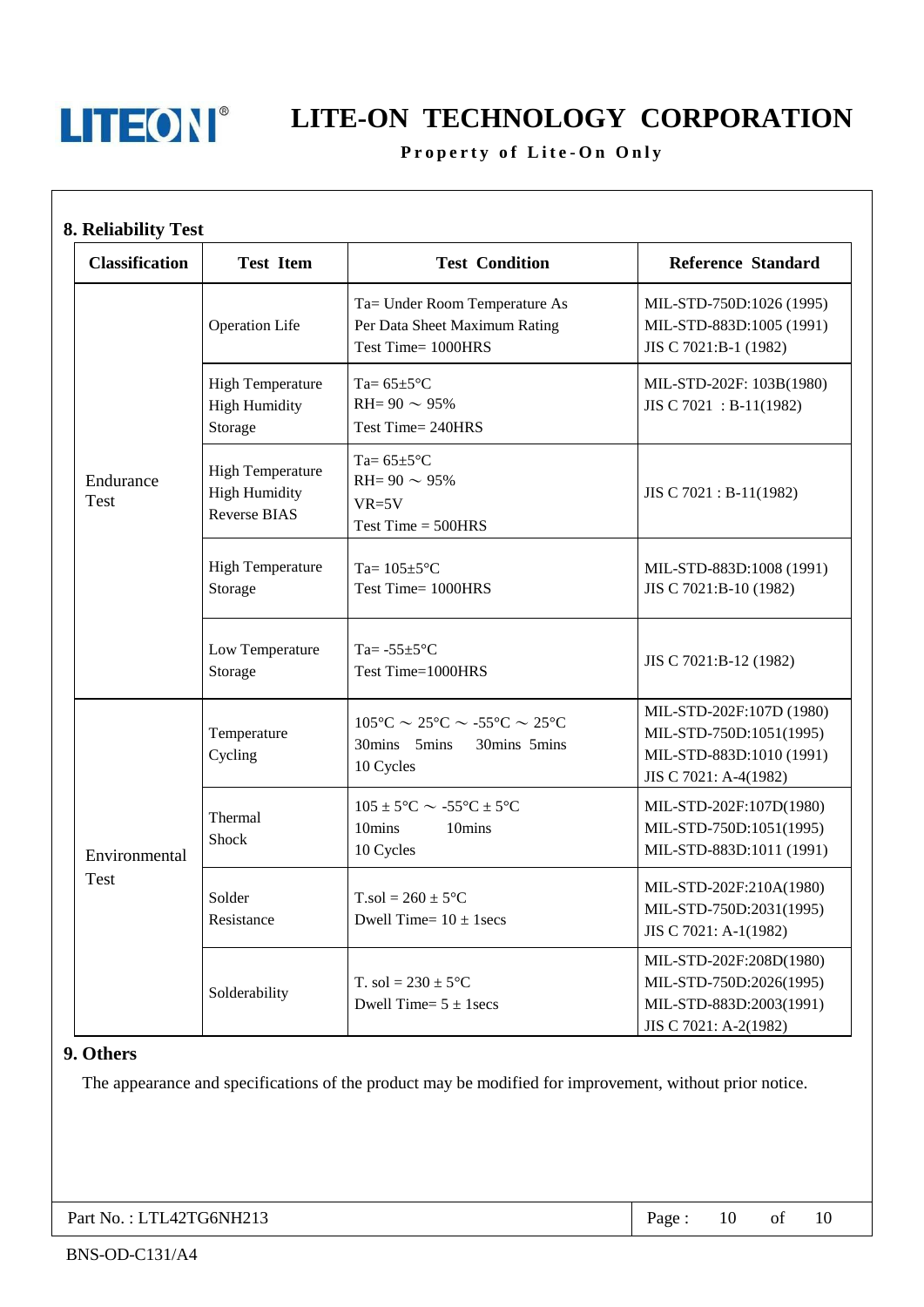## 8. Reliability Test

| Classification | Test Item | Test Condition | Reference Standard |
|---|---|---|---|
| Endurance Test | Operation Life | Ta= Under Room Temperature As Per Data Sheet Maximum Rating<br>Test Time= 1000HRS | MIL-STD-750D:1026 (1995)<br>MIL-STD-883D:1005 (1991)<br>JIS C 7021:B-1 (1982) |
| | High Temperature High Humidity Storage | Ta= 65±5°C<br>RH= 90 ～ 95%<br>Test Time= 240HRS | MIL-STD-202F: 103B(1980)<br>JIS C 7021 : B-11(1982) |
| | High Temperature High Humidity Reverse BIAS | Ta= 65±5°C<br>RH= 90 ～ 95%<br>VR=5V<br>Test Time = 500HRS | JIS C 7021 : B-11(1982) |
| | High Temperature Storage | Ta= 105±5°C<br>Test Time= 1000HRS | MIL-STD-883D:1008 (1991)<br>JIS C 7021:B-10 (1982) |
| | Low Temperature Storage | Ta= -55±5°C<br>Test Time=1000HRS | JIS C 7021:B-12 (1982) |
| Environmental Test | Temperature Cycling | 105°C ～ 25°C ～ -55°C ～ 25°C<br>30mins 5mins 30mins 5mins<br>10 Cycles | MIL-STD-202F:107D (1980)<br>MIL-STD-750D:1051(1995)<br>MIL-STD-883D:1010 (1991)<br>JIS C 7021: A-4(1982) |
| | Thermal Shock | 105 ± 5°C ～ -55°C ± 5°C<br>10mins 10mins<br>10 Cycles | MIL-STD-202F:107D(1980)<br>MIL-STD-750D:1051(1995)<br>MIL-STD-883D:1011 (1991) |
| | Solder Resistance | T.sol = 260 ± 5°C<br>Dwell Time= 10 ± 1secs | MIL-STD-202F:210A(1980)<br>MIL-STD-750D:2031(1995)<br>JIS C 7021: A-1(1982) |
| | Solderability | T. sol = 230 ± 5°C<br>Dwell Time= 5 ± 1secs | MIL-STD-202F:208D(1980)<br>MIL-STD-750D:2026(1995)<br>MIL-STD-883D:2003(1991)<br>JIS C 7021: A-2(1982) |

## 9. Others

The appearance and specifications of the product may be modified for improvement, without prior notice.